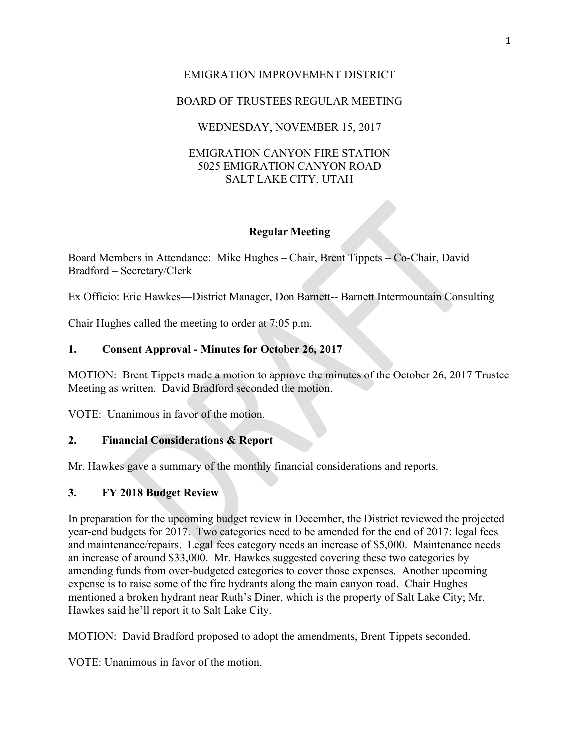EMIGRATION IMPROVEMENT DISTRICT

BOARD OF TRUSTEES REGULAR MEETING

WEDNESDAY, NOVEMBER 15, 2017

EMIGRATION CANYON FIRE STATION
5025 EMIGRATION CANYON ROAD
SALT LAKE CITY, UTAH

**Regular Meeting**

Board Members in Attendance: Mike Hughes – Chair, Brent Tippets – Co-Chair, David Bradford – Secretary/Clerk

Ex Officio: Eric Hawkes—District Manager, Don Barnett-- Barnett Intermountain Consulting

Chair Hughes called the meeting to order at 7:05 p.m.

## 1. Consent Approval - Minutes for October 26, 2017

MOTION: Brent Tippets made a motion to approve the minutes of the October 26, 2017 Trustee Meeting as written. David Bradford seconded the motion.

VOTE: Unanimous in favor of the motion.

## 2. Financial Considerations & Report

Mr. Hawkes gave a summary of the monthly financial considerations and reports.

## 3. FY 2018 Budget Review

In preparation for the upcoming budget review in December, the District reviewed the projected year-end budgets for 2017. Two categories need to be amended for the end of 2017: legal fees and maintenance/repairs. Legal fees category needs an increase of $5,000. Maintenance needs an increase of around $33,000. Mr. Hawkes suggested covering these two categories by amending funds from over-budgeted categories to cover those expenses. Another upcoming expense is to raise some of the fire hydrants along the main canyon road. Chair Hughes mentioned a broken hydrant near Ruth's Diner, which is the property of Salt Lake City; Mr. Hawkes said he'll report it to Salt Lake City.

MOTION: David Bradford proposed to adopt the amendments, Brent Tippets seconded.

VOTE: Unanimous in favor of the motion.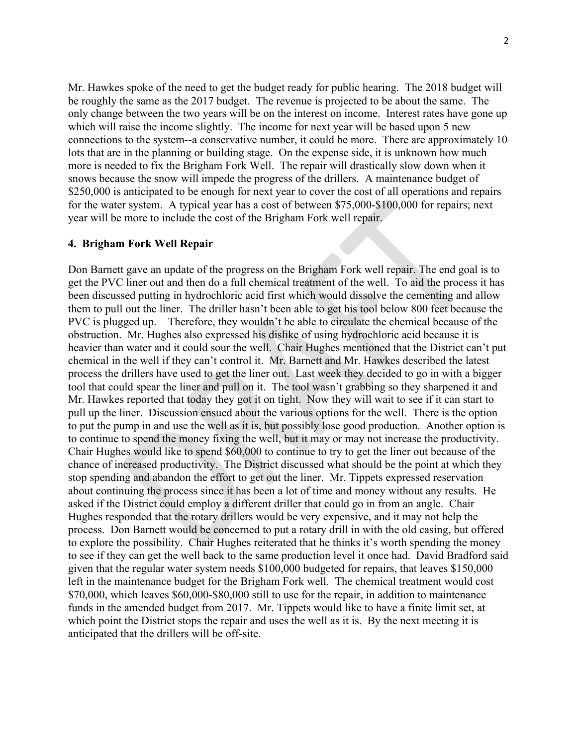Mr. Hawkes spoke of the need to get the budget ready for public hearing. The 2018 budget will be roughly the same as the 2017 budget. The revenue is projected to be about the same. The only change between the two years will be on the interest on income. Interest rates have gone up which will raise the income slightly. The income for next year will be based upon 5 new connections to the system--a conservative number, it could be more. There are approximately 10 lots that are in the planning or building stage. On the expense side, it is unknown how much more is needed to fix the Brigham Fork Well. The repair will drastically slow down when it snows because the snow will impede the progress of the drillers. A maintenance budget of $250,000 is anticipated to be enough for next year to cover the cost of all operations and repairs for the water system. A typical year has a cost of between $75,000-$100,000 for repairs; next year will be more to include the cost of the Brigham Fork well repair.

**4. Brigham Fork Well Repair**

Don Barnett gave an update of the progress on the Brigham Fork well repair. The end goal is to get the PVC liner out and then do a full chemical treatment of the well. To aid the process it has been discussed putting in hydrochloric acid first which would dissolve the cementing and allow them to pull out the liner. The driller hasn't been able to get his tool below 800 feet because the PVC is plugged up. Therefore, they wouldn't be able to circulate the chemical because of the obstruction. Mr. Hughes also expressed his dislike of using hydrochloric acid because it is heavier than water and it could sour the well. Chair Hughes mentioned that the District can't put chemical in the well if they can't control it. Mr. Barnett and Mr. Hawkes described the latest process the drillers have used to get the liner out. Last week they decided to go in with a bigger tool that could spear the liner and pull on it. The tool wasn't grabbing so they sharpened it and Mr. Hawkes reported that today they got it on tight. Now they will wait to see if it can start to pull up the liner. Discussion ensued about the various options for the well. There is the option to put the pump in and use the well as it is, but possibly lose good production. Another option is to continue to spend the money fixing the well, but it may or may not increase the productivity. Chair Hughes would like to spend $60,000 to continue to try to get the liner out because of the chance of increased productivity. The District discussed what should be the point at which they stop spending and abandon the effort to get out the liner. Mr. Tippets expressed reservation about continuing the process since it has been a lot of time and money without any results. He asked if the District could employ a different driller that could go in from an angle. Chair Hughes responded that the rotary drillers would be very expensive, and it may not help the process. Don Barnett would be concerned to put a rotary drill in with the old casing, but offered to explore the possibility. Chair Hughes reiterated that he thinks it's worth spending the money to see if they can get the well back to the same production level it once had. David Bradford said given that the regular water system needs $100,000 budgeted for repairs, that leaves $150,000 left in the maintenance budget for the Brigham Fork well. The chemical treatment would cost $70,000, which leaves $60,000-$80,000 still to use for the repair, in addition to maintenance funds in the amended budget from 2017. Mr. Tippets would like to have a finite limit set, at which point the District stops the repair and uses the well as it is. By the next meeting it is anticipated that the drillers will be off-site.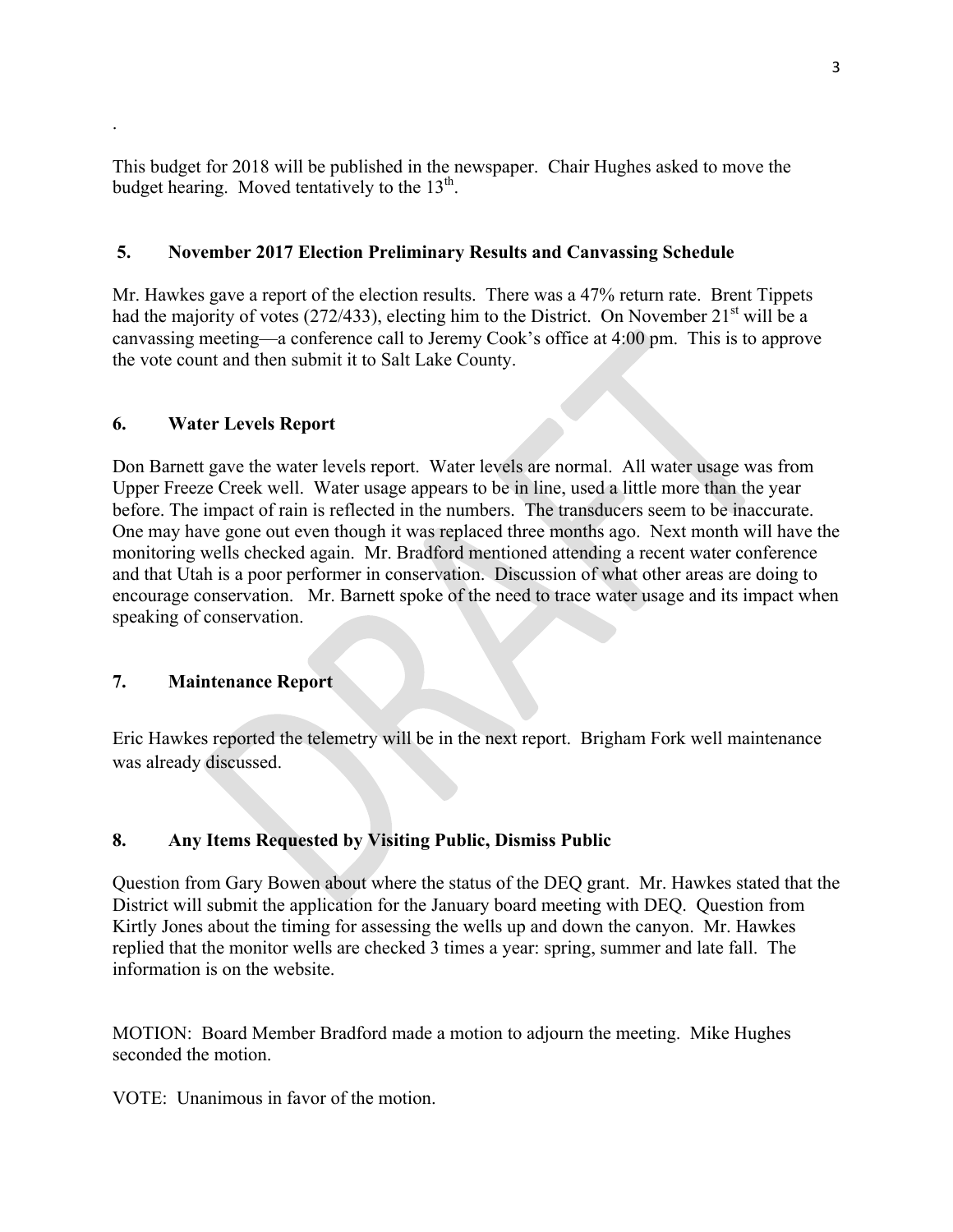.

This budget for 2018 will be published in the newspaper. Chair Hughes asked to move the budget hearing. Moved tentatively to the 13th.

### 5. November 2017 Election Preliminary Results and Canvassing Schedule

Mr. Hawkes gave a report of the election results. There was a 47% return rate. Brent Tippets had the majority of votes (272/433), electing him to the District. On November 21st will be a canvassing meeting—a conference call to Jeremy Cook's office at 4:00 pm. This is to approve the vote count and then submit it to Salt Lake County.

### 6. Water Levels Report

Don Barnett gave the water levels report. Water levels are normal. All water usage was from Upper Freeze Creek well. Water usage appears to be in line, used a little more than the year before. The impact of rain is reflected in the numbers. The transducers seem to be inaccurate. One may have gone out even though it was replaced three months ago. Next month will have the monitoring wells checked again. Mr. Bradford mentioned attending a recent water conference and that Utah is a poor performer in conservation. Discussion of what other areas are doing to encourage conservation. Mr. Barnett spoke of the need to trace water usage and its impact when speaking of conservation.

### 7. Maintenance Report

Eric Hawkes reported the telemetry will be in the next report. Brigham Fork well maintenance was already discussed.

### 8. Any Items Requested by Visiting Public, Dismiss Public

Question from Gary Bowen about where the status of the DEQ grant. Mr. Hawkes stated that the District will submit the application for the January board meeting with DEQ. Question from Kirtly Jones about the timing for assessing the wells up and down the canyon. Mr. Hawkes replied that the monitor wells are checked 3 times a year: spring, summer and late fall. The information is on the website.

MOTION: Board Member Bradford made a motion to adjourn the meeting. Mike Hughes seconded the motion.

VOTE: Unanimous in favor of the motion.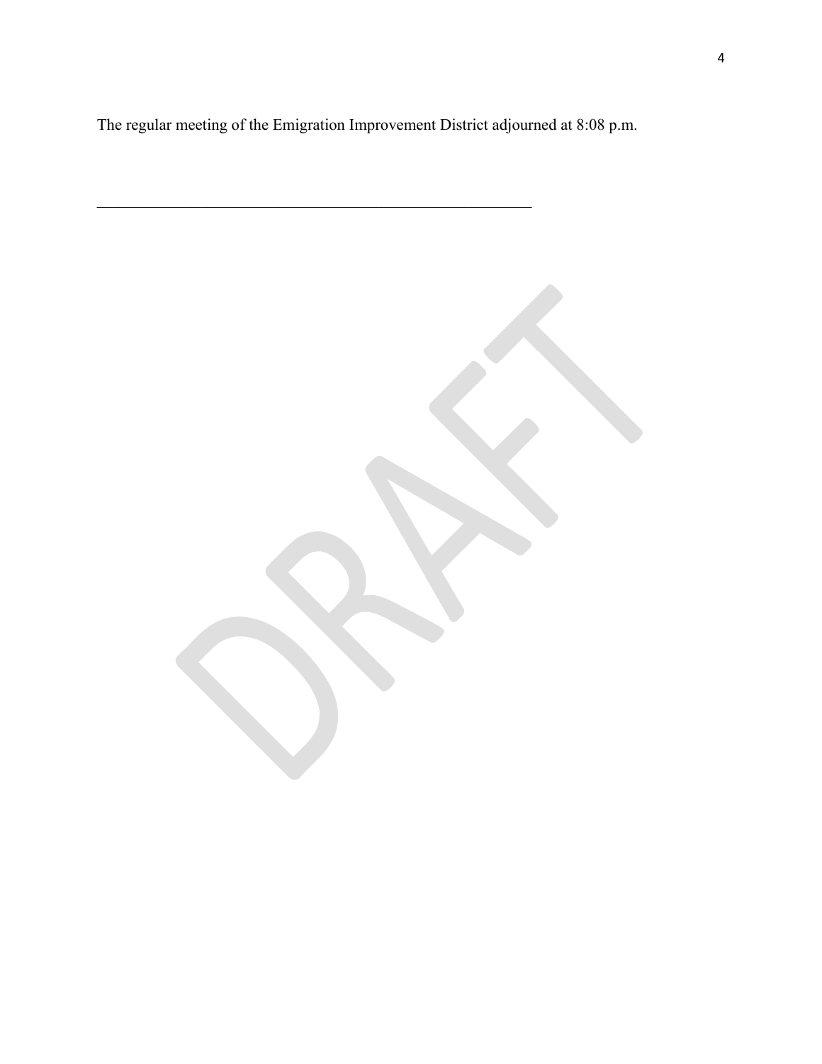The regular meeting of the Emigration Improvement District adjourned at 8:08 p.m.

\_\_\_\_\_\_\_\_\_\_\_\_\_\_\_\_\_\_\_\_\_\_\_\_\_\_\_\_\_\_\_\_\_\_\_\_\_\_\_\_\_\_\_\_\_\_\_\_\_\_\_\_\_\_\_\_